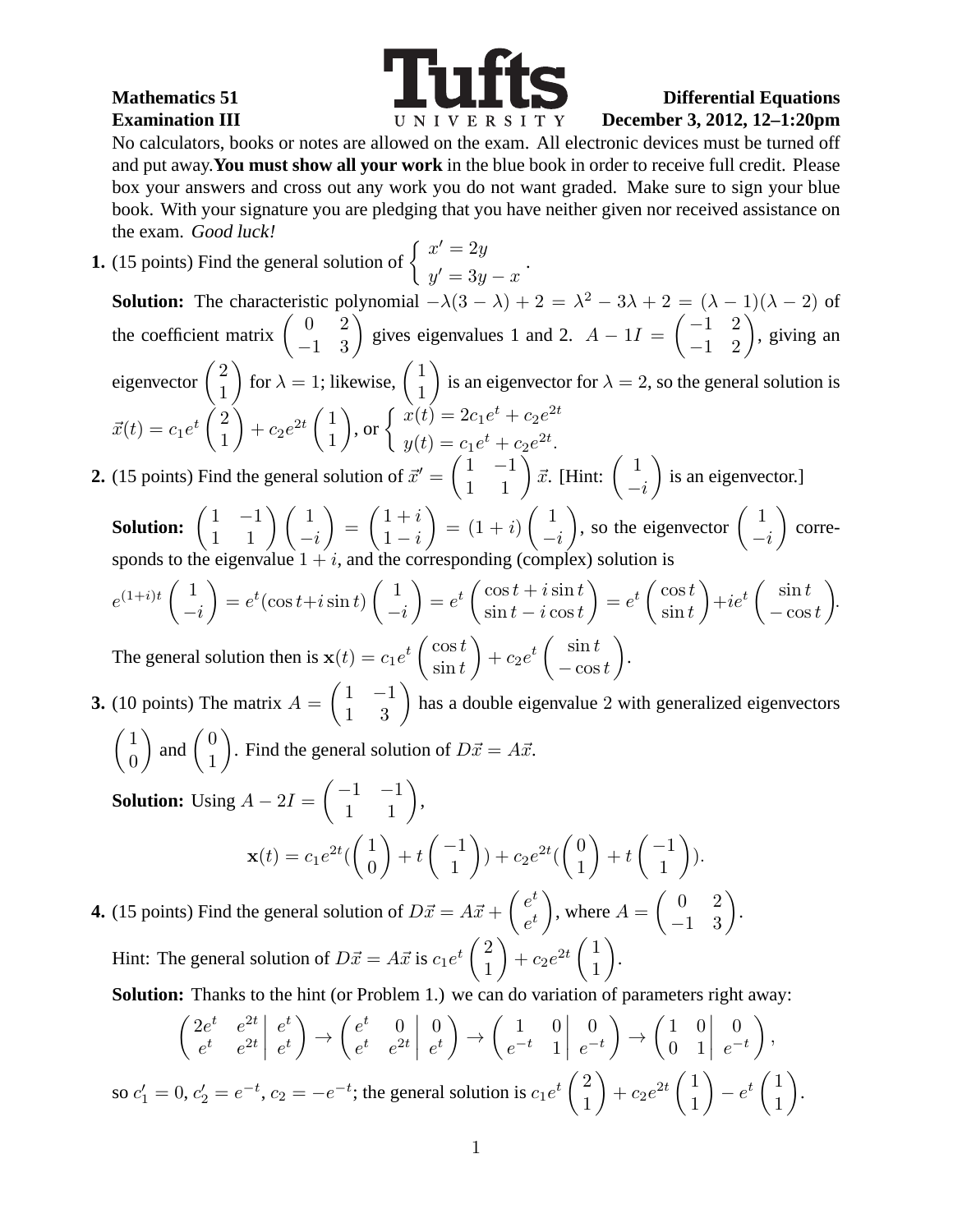**Mathematics 51** **Differential Equations**
**Examination III** **December 3, 2012, 12–1:20pm**

No calculators, books or notes are allowed on the exam. All electronic devices must be turned off and put away. **You must show all your work** in the blue book in order to receive full credit. Please box your answers and cross out any work you do not want graded. Make sure to sign your blue book. With your signature you are pledging that you have neither given nor received assistance on the exam. *Good luck!*

**1.** (15 points) Find the general solution of $\begin{cases} x' = 2y \\ y' = 3y - x \end{cases}$.

**Solution:** The characteristic polynomial $-\lambda(3-\lambda)+2 = \lambda^2 - 3\lambda + 2 = (\lambda-1)(\lambda-2)$ of the coefficient matrix $\begin{pmatrix} 0 & 2 \\ -1 & 3 \end{pmatrix}$ gives eigenvalues 1 and 2. $A - 1I = \begin{pmatrix} -1 & 2 \\ -1 & 2 \end{pmatrix}$, giving an eigenvector $\begin{pmatrix} 2 \\ 1 \end{pmatrix}$ for $\lambda = 1$; likewise, $\begin{pmatrix} 1 \\ 1 \end{pmatrix}$ is an eigenvector for $\lambda = 2$, so the general solution is $\vec{x}(t) = c_1 e^t \begin{pmatrix} 2 \\ 1 \end{pmatrix} + c_2 e^{2t} \begin{pmatrix} 1 \\ 1 \end{pmatrix}$, or $\begin{cases} x(t) = 2c_1 e^t + c_2 e^{2t} \\ y(t) = c_1 e^t + c_2 e^{2t}. \end{cases}$

**2.** (15 points) Find the general solution of $\vec{x}' = \begin{pmatrix} 1 & -1 \\ 1 & 1 \end{pmatrix} \vec{x}$. [Hint: $\begin{pmatrix} 1 \\ -i \end{pmatrix}$ is an eigenvector.]

**Solution:** $\begin{pmatrix} 1 & -1 \\ 1 & 1 \end{pmatrix} \begin{pmatrix} 1 \\ -i \end{pmatrix} = \begin{pmatrix} 1+i \\ 1-i \end{pmatrix} = (1+i) \begin{pmatrix} 1 \\ -i \end{pmatrix}$, so the eigenvector $\begin{pmatrix} 1 \\ -i \end{pmatrix}$ corresponds to the eigenvalue $1+i$, and the corresponding (complex) solution is

$$e^{(1+i)t} \begin{pmatrix} 1 \\ -i \end{pmatrix} = e^t(\cos t + i \sin t) \begin{pmatrix} 1 \\ -i \end{pmatrix} = e^t \begin{pmatrix} \cos t + i \sin t \\ \sin t - i \cos t \end{pmatrix} = e^t \begin{pmatrix} \cos t \\ \sin t \end{pmatrix} + i e^t \begin{pmatrix} \sin t \\ -\cos t \end{pmatrix}.$$

The general solution then is $\mathbf{x}(t) = c_1 e^t \begin{pmatrix} \cos t \\ \sin t \end{pmatrix} + c_2 e^t \begin{pmatrix} \sin t \\ -\cos t \end{pmatrix}$.

**3.** (10 points) The matrix $A = \begin{pmatrix} 1 & -1 \\ 1 & 3 \end{pmatrix}$ has a double eigenvalue 2 with generalized eigenvectors $\begin{pmatrix} 1 \\ 0 \end{pmatrix}$ and $\begin{pmatrix} 0 \\ 1 \end{pmatrix}$. Find the general solution of $D\vec{x} = A\vec{x}$.

**Solution:** Using $A - 2I = \begin{pmatrix} -1 & -1 \\ 1 & 1 \end{pmatrix}$,

$$\mathbf{x}(t) = c_1 e^{2t} (\begin{pmatrix} 1 \\ 0 \end{pmatrix} + t \begin{pmatrix} -1 \\ 1 \end{pmatrix}) + c_2 e^{2t} (\begin{pmatrix} 0 \\ 1 \end{pmatrix} + t \begin{pmatrix} -1 \\ 1 \end{pmatrix}).$$

**4.** (15 points) Find the general solution of $D\vec{x} = A\vec{x} + \begin{pmatrix} e^t \\ e^t \end{pmatrix}$, where $A = \begin{pmatrix} 0 & 2 \\ -1 & 3 \end{pmatrix}$.

Hint: The general solution of $D\vec{x} = A\vec{x}$ is $c_1 e^t \begin{pmatrix} 2 \\ 1 \end{pmatrix} + c_2 e^{2t} \begin{pmatrix} 1 \\ 1 \end{pmatrix}$.

**Solution:** Thanks to the hint (or Problem 1.) we can do variation of parameters right away:

$$\left( \begin{array}{cc|c} 2e^t & e^{2t} & e^t \\ e^t & e^{2t} & e^t \end{array} \right) \to \left( \begin{array}{cc|c} e^t & 0 & 0 \\ e^t & e^{2t} & e^t \end{array} \right) \to \left( \begin{array}{cc|c} 1 & 0 & 0 \\ e^{-t} & 1 & e^{-t} \end{array} \right) \to \left( \begin{array}{cc|c} 1 & 0 & 0 \\ 0 & 1 & e^{-t} \end{array} \right),$$

so $c_1' = 0$, $c_2' = e^{-t}$, $c_2 = -e^{-t}$; the general solution is $c_1 e^t \begin{pmatrix} 2 \\ 1 \end{pmatrix} + c_2 e^{2t} \begin{pmatrix} 1 \\ 1 \end{pmatrix} - e^t \begin{pmatrix} 1 \\ 1 \end{pmatrix}$.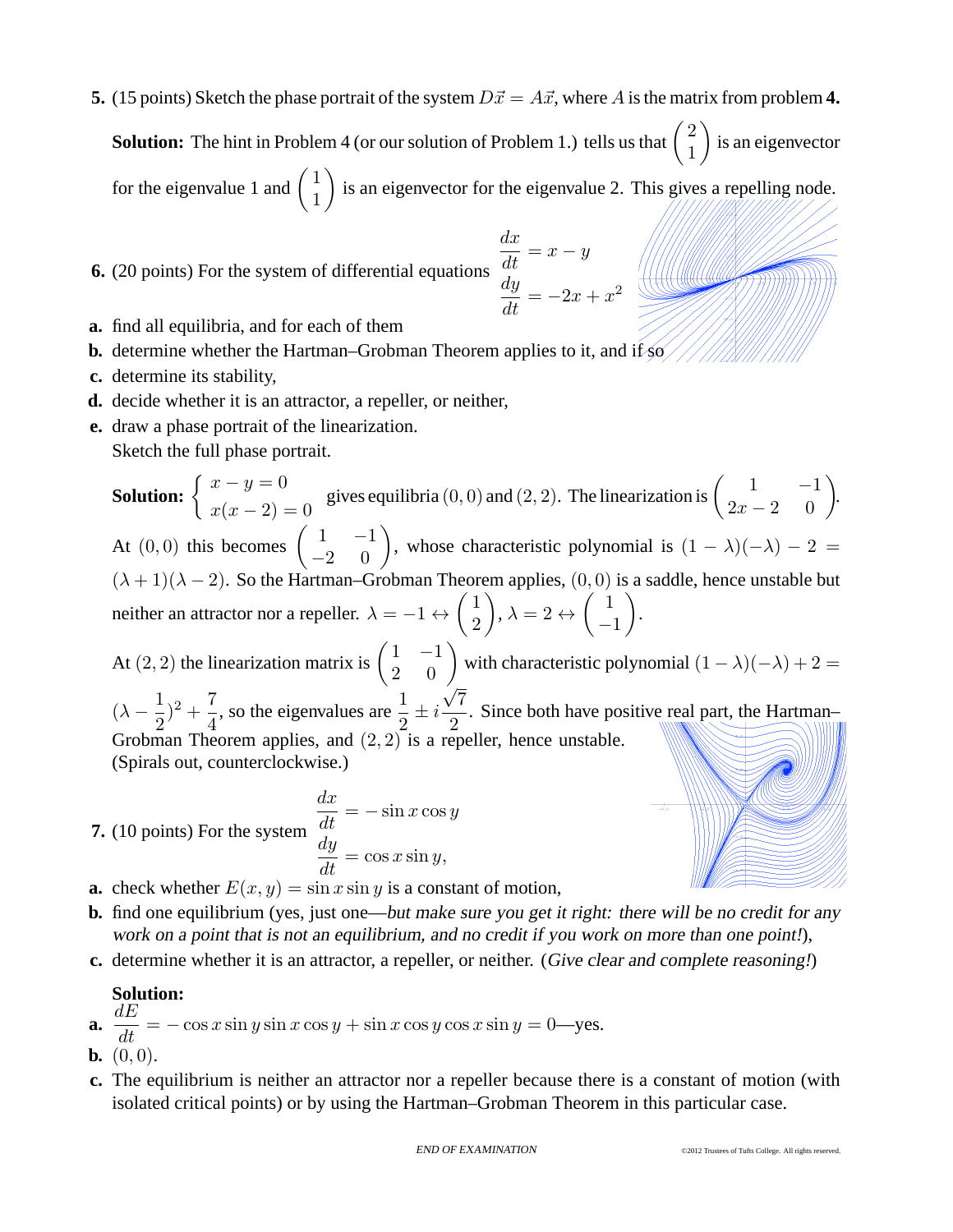**5.** (15 points) Sketch the phase portrait of the system $D\vec{x} = A\vec{x}$, where $A$ is the matrix from problem **4.**

**Solution:** The hint in Problem 4 (or our solution of Problem 1.) tells us that $\begin{pmatrix} 2 \\ 1 \end{pmatrix}$ is an eigenvector for the eigenvalue 1 and $\begin{pmatrix} 1 \\ 1 \end{pmatrix}$ is an eigenvector for the eigenvalue 2. This gives a repelling node.

**6.** (20 points) For the system of differential equations 
$$\frac{dx}{dt} = x - y$$
$$\frac{dy}{dt} = -2x + x^2$$

**a.** find all equilibria, and for each of them

**b.** determine whether the Hartman–Grobman Theorem applies to it, and if so

**c.** determine its stability,

**d.** decide whether it is an attractor, a repeller, or neither,

**e.** draw a phase portrait of the linearization.

Sketch the full phase portrait.

**Solution:** $\begin{cases} x - y = 0 \\ x(x-2) = 0 \end{cases}$ gives equilibria $(0,0)$ and $(2,2)$. The linearization is $\begin{pmatrix} 1 & -1 \\ 2x-2 & 0 \end{pmatrix}$.

At $(0,0)$ this becomes $\begin{pmatrix} 1 & -1 \\ -2 & 0 \end{pmatrix}$, whose characteristic polynomial is $(1-\lambda)(-\lambda) - 2 = (\lambda+1)(\lambda-2)$. So the Hartman–Grobman Theorem applies, $(0,0)$ is a saddle, hence unstable but neither an attractor nor a repeller. $\lambda = -1 \leftrightarrow \begin{pmatrix} 1 \\ 2 \end{pmatrix}$, $\lambda = 2 \leftrightarrow \begin{pmatrix} 1 \\ -1 \end{pmatrix}$.

At $(2,2)$ the linearization matrix is $\begin{pmatrix} 1 & -1 \\ 2 & 0 \end{pmatrix}$ with characteristic polynomial $(1-\lambda)(-\lambda) + 2 = (\lambda - \frac{1}{2})^2 + \frac{7}{4}$, so the eigenvalues are $\frac{1}{2} \pm i\frac{\sqrt{7}}{2}$. Since both have positive real part, the Hartman–Grobman Theorem applies, and $(2,2)$ is a repeller, hence unstable. (Spirals out, counterclockwise.)

**7.** (10 points) For the system 
$$\frac{dx}{dt} = -\sin x \cos y$$
$$\frac{dy}{dt} = \cos x \sin y,$$

**a.** check whether $E(x,y) = \sin x \sin y$ is a constant of motion,

**b.** find one equilibrium (yes, just one—*but make sure you get it right: there will be no credit for any work on a point that is not an equilibrium, and no credit if you work on more than one point!*),

**c.** determine whether it is an attractor, a repeller, or neither. (*Give clear and complete reasoning!*)

**Solution:**

**a.** $\frac{dE}{dt} = -\cos x \sin y \sin x \cos y + \sin x \cos y \cos x \sin y = 0$—yes.

**b.** $(0,0)$.

**c.** The equilibrium is neither an attractor nor a repeller because there is a constant of motion (with isolated critical points) or by using the Hartman–Grobman Theorem in this particular case.

*END OF EXAMINATION*

©2012 Trustees of Tufts College. All rights reserved.